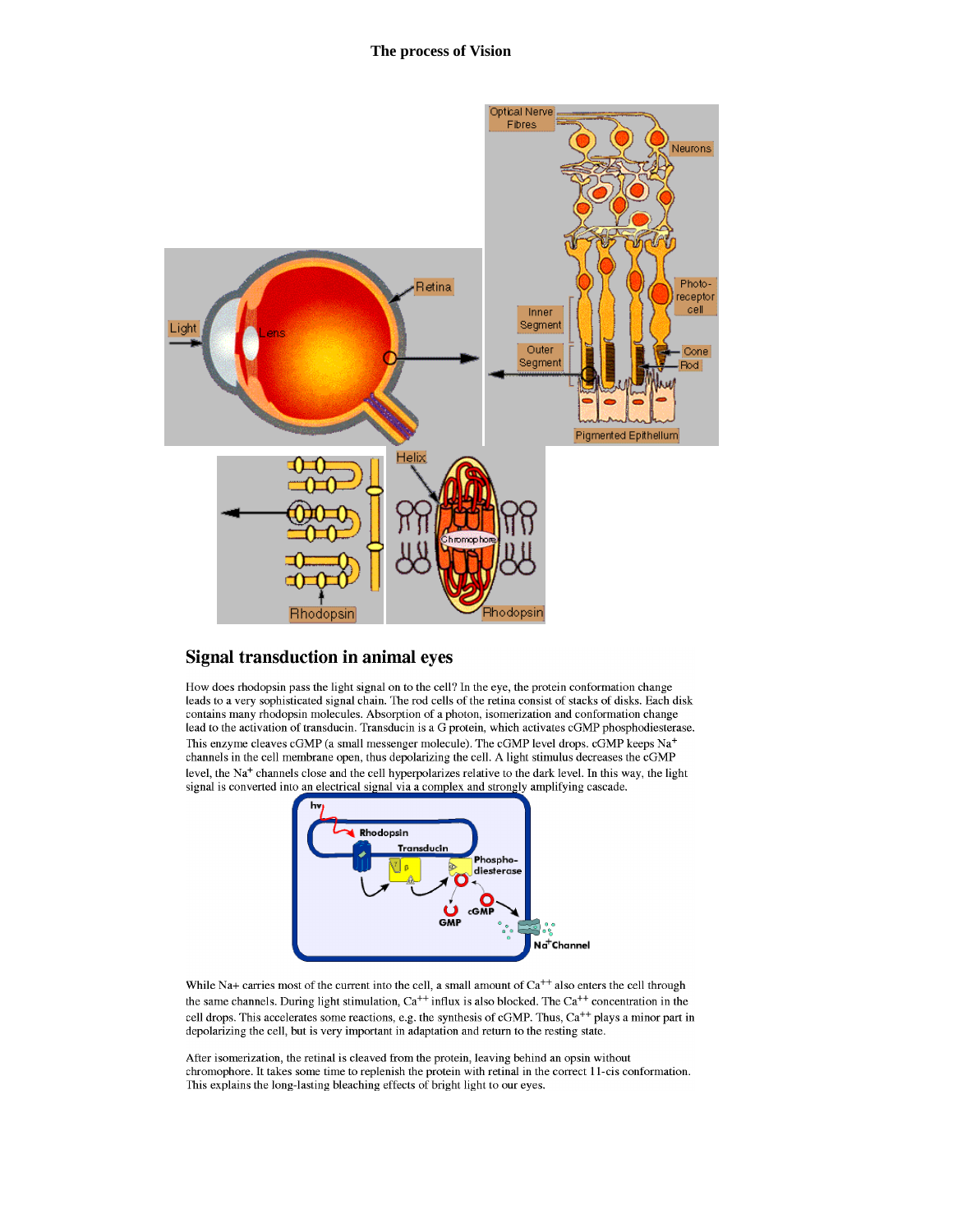# The process of Vision

## Signal transduction in animal eyes

How does rhodopsin pass the light signal on to the cell? In the eye, the protein conformation change leads to a very sophisticated signal chain. The rod cells of the retina consist of stacks of disks. Each disk contains many rhodopsin molecules. Absorption of a photon, isomerization and conformation change lead to the activation of transducin. Transducin is a G protein, which activates cGMP phosphodiesterase. This enzyme cleaves cGMP (a small messenger molecule). The cGMP level drops. cGMP keeps $Na^+$ channels in the cell membrane open, thus depolarizing the cell. A light stimulus decreases the cGMP level, the $Na^+$ channels close and the cell hyperpolarizes relative to the dark level. In this way, the light signal is converted into an electrical signal via a complex and strongly amplifying cascade.

While Na+ carries most of the current into the cell, a small amount of $Ca^{++}$ also enters the cell through the same channels. During light stimulation, $Ca^{++}$ influx is also blocked. The $Ca^{++}$ concentration in the cell drops. This accelerates some reactions, e.g. the synthesis of cGMP. Thus, $Ca^{++}$ plays a minor part in depolarizing the cell, but is very important in adaptation and return to the resting state.

After isomerization, the retinal is cleaved from the protein, leaving behind an opsin without chromophore. It takes some time to replenish the protein with retinal in the correct 11-cis conformation. This explains the long-lasting bleaching effects of bright light to our eyes.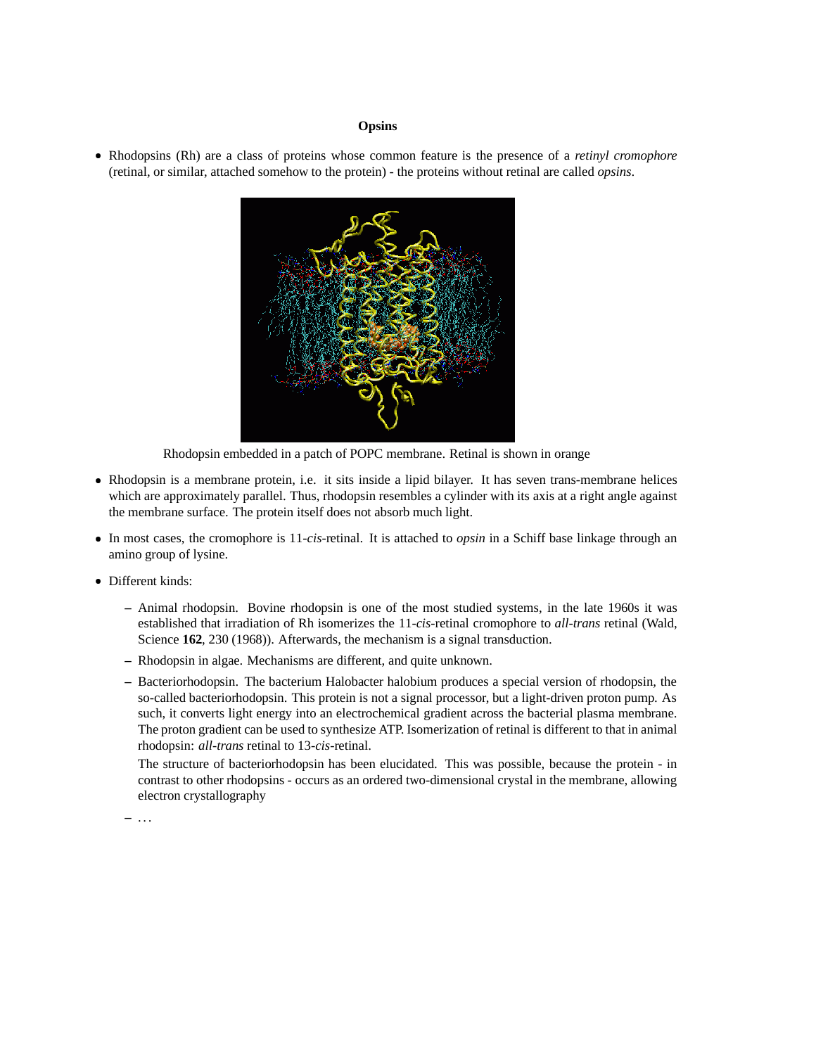# Opsins

- Rhodopsins (Rh) are a class of proteins whose common feature is the presence of a *retinyl cromophore* (retinal, or similar, attached somehow to the protein) - the proteins without retinal are called *opsins*.

Rhodopsin embedded in a patch of POPC membrane. Retinal is shown in orange

- Rhodopsin is a membrane protein, i.e. it sits inside a lipid bilayer. It has seven trans-membrane helices which are approximately parallel. Thus, rhodopsin resembles a cylinder with its axis at a right angle against the membrane surface. The protein itself does not absorb much light.

- In most cases, the cromophore is 11-*cis*-retinal. It is attached to *opsin* in a Schiff base linkage through an amino group of lysine.

- Different kinds:
  - Animal rhodopsin. Bovine rhodopsin is one of the most studied systems, in the late 1960s it was established that irradiation of Rh isomerizes the 11-*cis*-retinal cromophore to *all-trans* retinal (Wald, Science **162**, 230 (1968)). Afterwards, the mechanism is a signal transduction.
  - Rhodopsin in algae. Mechanisms are different, and quite unknown.
  - Bacteriorhodopsin. The bacterium Halobacter halobium produces a special version of rhodopsin, the so-called bacteriorhodopsin. This protein is not a signal processor, but a light-driven proton pump. As such, it converts light energy into an electrochemical gradient across the bacterial plasma membrane. The proton gradient can be used to synthesize ATP. Isomerization of retinal is different to that in animal rhodopsin: *all-trans* retinal to 13-*cis*-retinal.

    The structure of bacteriorhodopsin has been elucidated. This was possible, because the protein - in contrast to other rhodopsins - occurs as an ordered two-dimensional crystal in the membrane, allowing electron crystallography
  - ...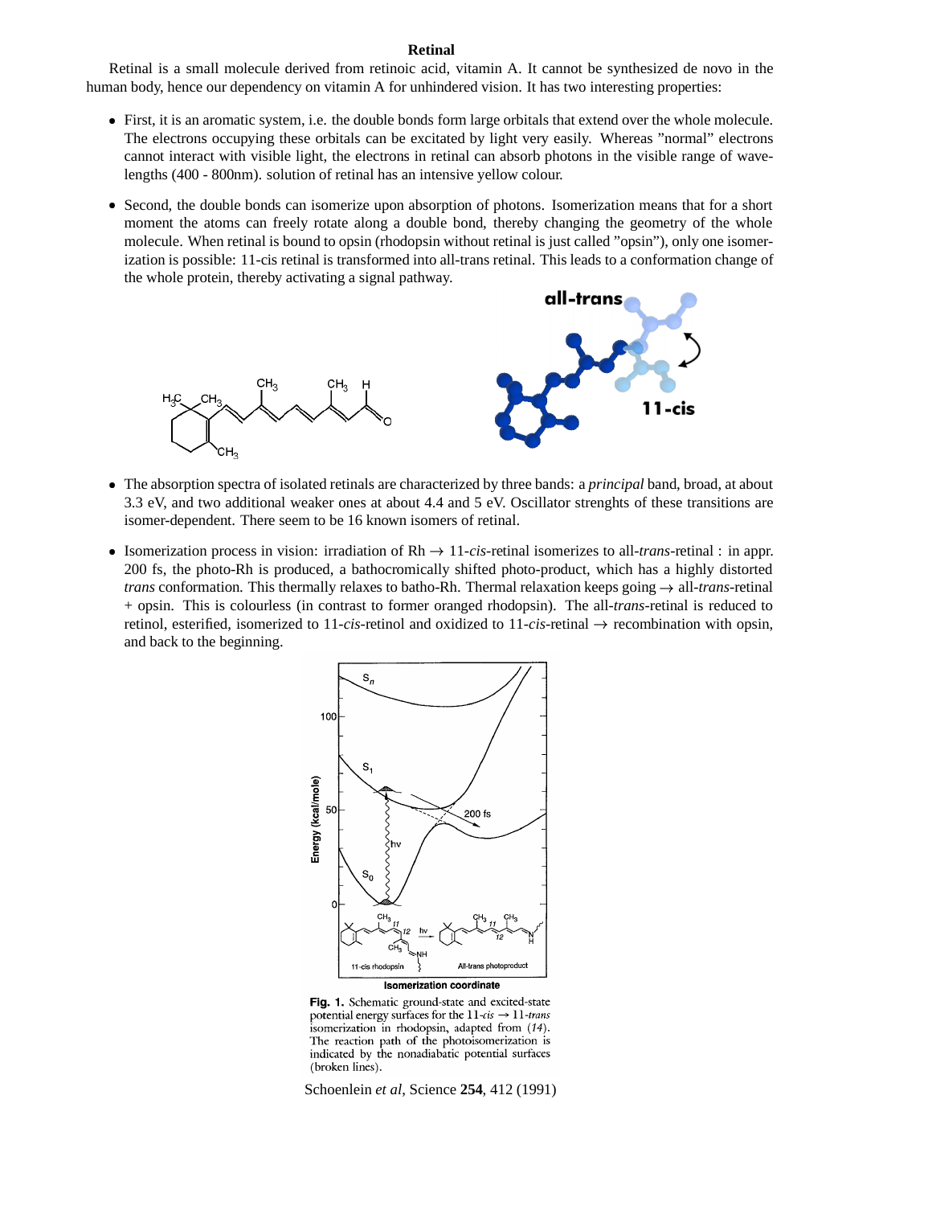## Retinal

Retinal is a small molecule derived from retinoic acid, vitamin A. It cannot be synthesized de novo in the human body, hence our dependency on vitamin A for unhindered vision. It has two interesting properties:

- First, it is an aromatic system, i.e. the double bonds form large orbitals that extend over the whole molecule. The electrons occupying these orbitals can be excited by light very easily. Whereas "normal" electrons cannot interact with visible light, the electrons in retinal can absorb photons in the visible range of wavelengths (400 - 800nm). solution of retinal has an intensive yellow colour.

- Second, the double bonds can isomerize upon absorption of photons. Isomerization means that for a short moment the atoms can freely rotate along a double bond, thereby changing the geometry of the whole molecule. When retinal is bound to opsin (rhodopsin without retinal is just called "opsin"), only one isomerization is possible: 11-cis retinal is transformed into all-trans retinal. This leads to a conformation change of the whole protein, thereby activating a signal pathway.

- The absorption spectra of isolated retinals are characterized by three bands: a *principal* band, broad, at about 3.3 eV, and two additional weaker ones at about 4.4 and 5 eV. Oscillator strenghts of these transitions are isomer-dependent. There seem to be 16 known isomers of retinal.

- Isomerization process in vision: irradiation of Rh → 11-*cis*-retinal isomerizes to all-*trans*-retinal : in appr. 200 fs, the photo-Rh is produced, a bathocromically shifted photo-product, which has a highly distorted *trans* conformation. This thermally relaxes to batho-Rh. Thermal relaxation keeps going → all-*trans*-retinal + opsin. This is colourless (in contrast to former oranged rhodopsin). The all-*trans*-retinal is reduced to retinol, esterified, isomerized to 11-*cis*-retinol and oxidized to 11-*cis*-retinal → recombination with opsin, and back to the beginning.

**Fig. 1.** Schematic ground-state and excited-state potential energy surfaces for the 11-*cis* → 11-*trans* isomerization in rhodopsin, adapted from (*14*). The reaction path of the photoisomerization is indicated by the nonadiabatic potential surfaces (broken lines).

Schoenlein *et al*, Science **254**, 412 (1991)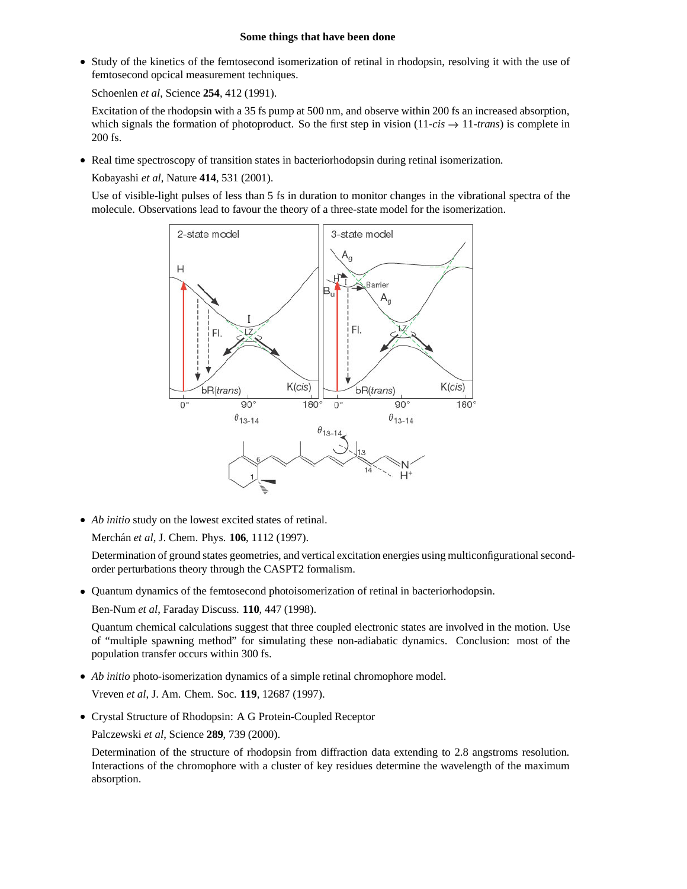**Some things that have been done**

- Study of the kinetics of the femtosecond isomerization of retinal in rhodopsin, resolving it with the use of femtosecond opcical measurement techniques.

  Schoenlen *et al*, Science **254**, 412 (1991).

  Excitation of the rhodopsin with a 35 fs pump at 500 nm, and observe within 200 fs an increased absorption, which signals the formation of photoproduct. So the first step in vision (11-*cis* → 11-*trans*) is complete in 200 fs.

- Real time spectroscopy of transition states in bacteriorhodopsin during retinal isomerization.

  Kobayashi *et al*, Nature **414**, 531 (2001).

  Use of visible-light pulses of less than 5 fs in duration to monitor changes in the vibrational spectra of the molecule. Observations lead to favour the theory of a three-state model for the isomerization.

2-state model

H

I

Fl.

LZ

bR(*trans*)

K(*cis*)

0° 90° 180°

$\theta_{13\text{-}14}$

3-state model

$A_g$

H

I

Barrier

$B_u$

$A_g$

Fl.

LZ

bR(*trans*)

K(*cis*)

0° 90° 180°

$\theta_{13\text{-}14}$

$\theta_{13\text{-}14}$

6

1

13

14

N

$H^+$

- *Ab initio* study on the lowest excited states of retinal.

  Merchán *et al*, J. Chem. Phys. **106**, 1112 (1997).

  Determination of ground states geometries, and vertical excitation energies using multiconfigurational second-order perturbations theory through the CASPT2 formalism.

- Quantum dynamics of the femtosecond photoisomerization of retinal in bacteriorhodopsin.

  Ben-Num *et al*, Faraday Discuss. **110**, 447 (1998).

  Quantum chemical calculations suggest that three coupled electronic states are involved in the motion. Use of "multiple spawning method" for simulating these non-adiabatic dynamics. Conclusion: most of the population transfer occurs within 300 fs.

- *Ab initio* photo-isomerization dynamics of a simple retinal chromophore model.

  Vreven *et al*, J. Am. Chem. Soc. **119**, 12687 (1997).

- Crystal Structure of Rhodopsin: A G Protein-Coupled Receptor

  Palczewski *et al*, Science **289**, 739 (2000).

  Determination of the structure of rhodopsin from diffraction data extending to 2.8 angstroms resolution. Interactions of the chromophore with a cluster of key residues determine the wavelength of the maximum absorption.